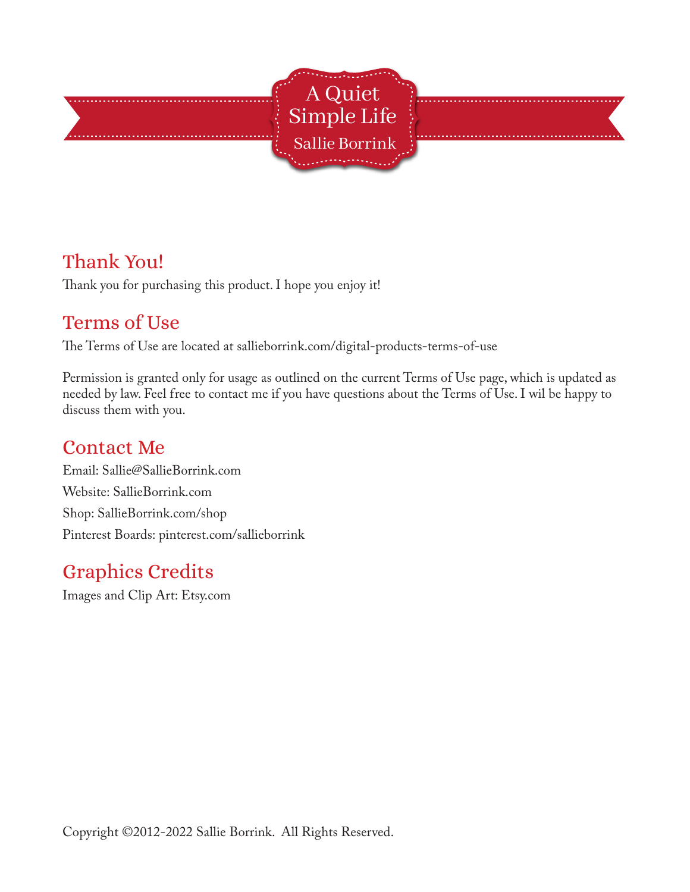# A Quiet Simple Life

Sallie Borrink

## Thank You!

Thank you for purchasing this product. I hope you enjoy it!

## Terms of Use

The Terms of Use are located at sallieborrink.com/digital-products-terms-of-use

Permission is granted only for usage as outlined on the current Terms of Use page, which is updated as needed by law. Feel free to contact me if you have questions about the Terms of Use. I wil be happy to discuss them with you.

## Contact Me

Email: Sallie@SallieBorrink.com

Website: SallieBorrink.com

Shop: SallieBorrink.com/shop

Pinterest Boards: pinterest.com/sallieborrink

## Graphics Credits

Images and Clip Art: Etsy.com

Copyright ©2012-2022 Sallie Borrink. All Rights Reserved.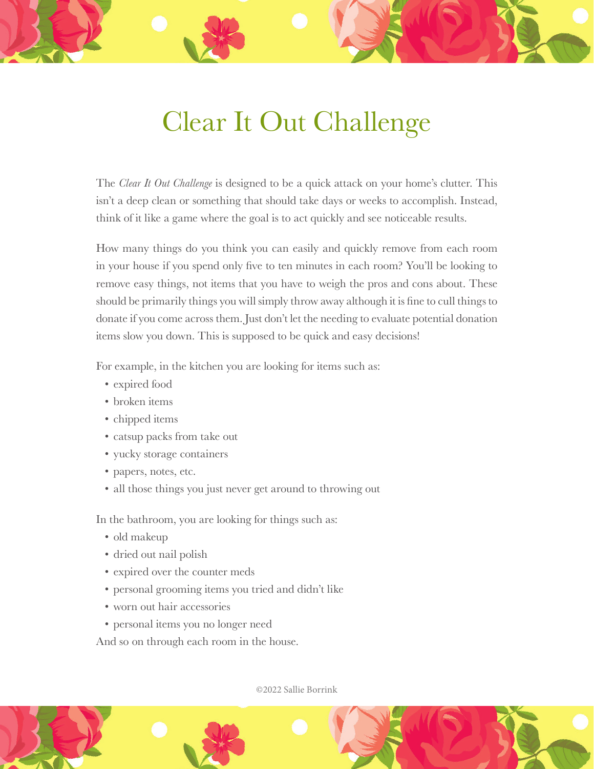# Clear It Out Challenge

The *Clear It Out Challenge* is designed to be a quick attack on your home's clutter. This isn't a deep clean or something that should take days or weeks to accomplish. Instead, think of it like a game where the goal is to act quickly and see noticeable results.

How many things do you think you can easily and quickly remove from each room in your house if you spend only five to ten minutes in each room? You'll be looking to remove easy things, not items that you have to weigh the pros and cons about. These should be primarily things you will simply throw away although it is fine to cull things to donate if you come across them. Just don't let the needing to evaluate potential donation items slow you down. This is supposed to be quick and easy decisions!

For example, in the kitchen you are looking for items such as:

- expired food
- broken items
- chipped items
- catsup packs from take out
- yucky storage containers
- papers, notes, etc.
- all those things you just never get around to throwing out

In the bathroom, you are looking for things such as:

- old makeup
- dried out nail polish
- expired over the counter meds
- personal grooming items you tried and didn't like
- worn out hair accessories
- personal items you no longer need

And so on through each room in the house.

©2022 Sallie Borrink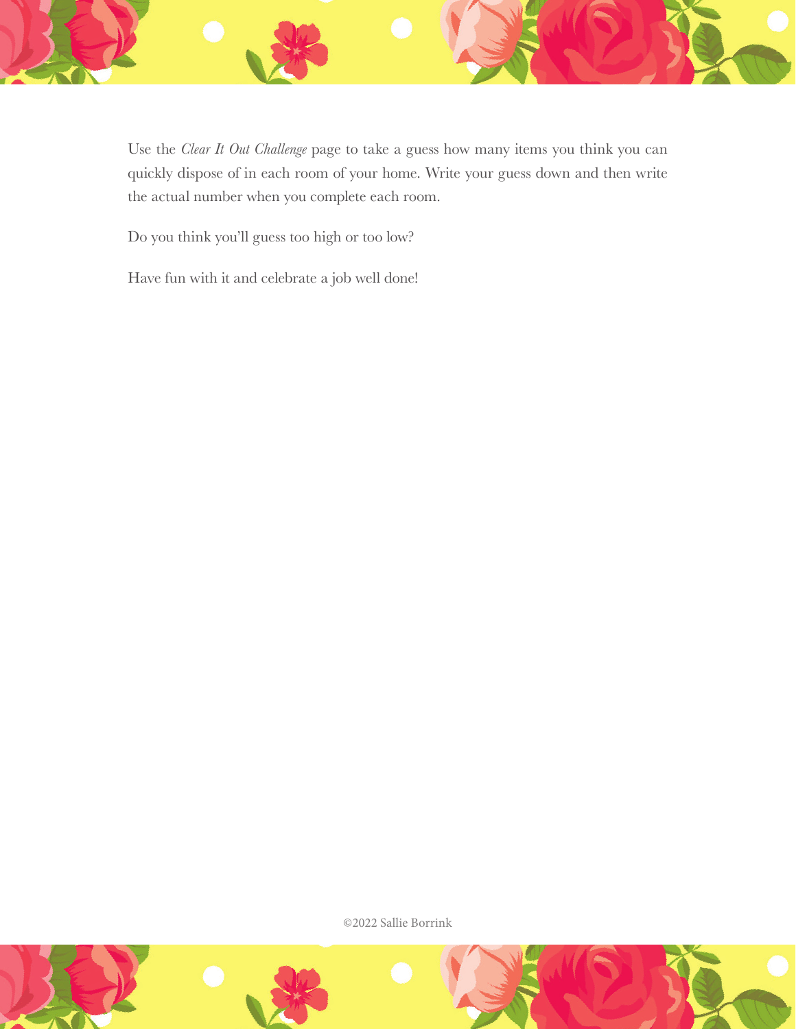Use the *Clear It Out Challenge* page to take a guess how many items you think you can quickly dispose of in each room of your home. Write your guess down and then write the actual number when you complete each room.

Do you think you'll guess too high or too low?

Have fun with it and celebrate a job well done!

©2022 Sallie Borrink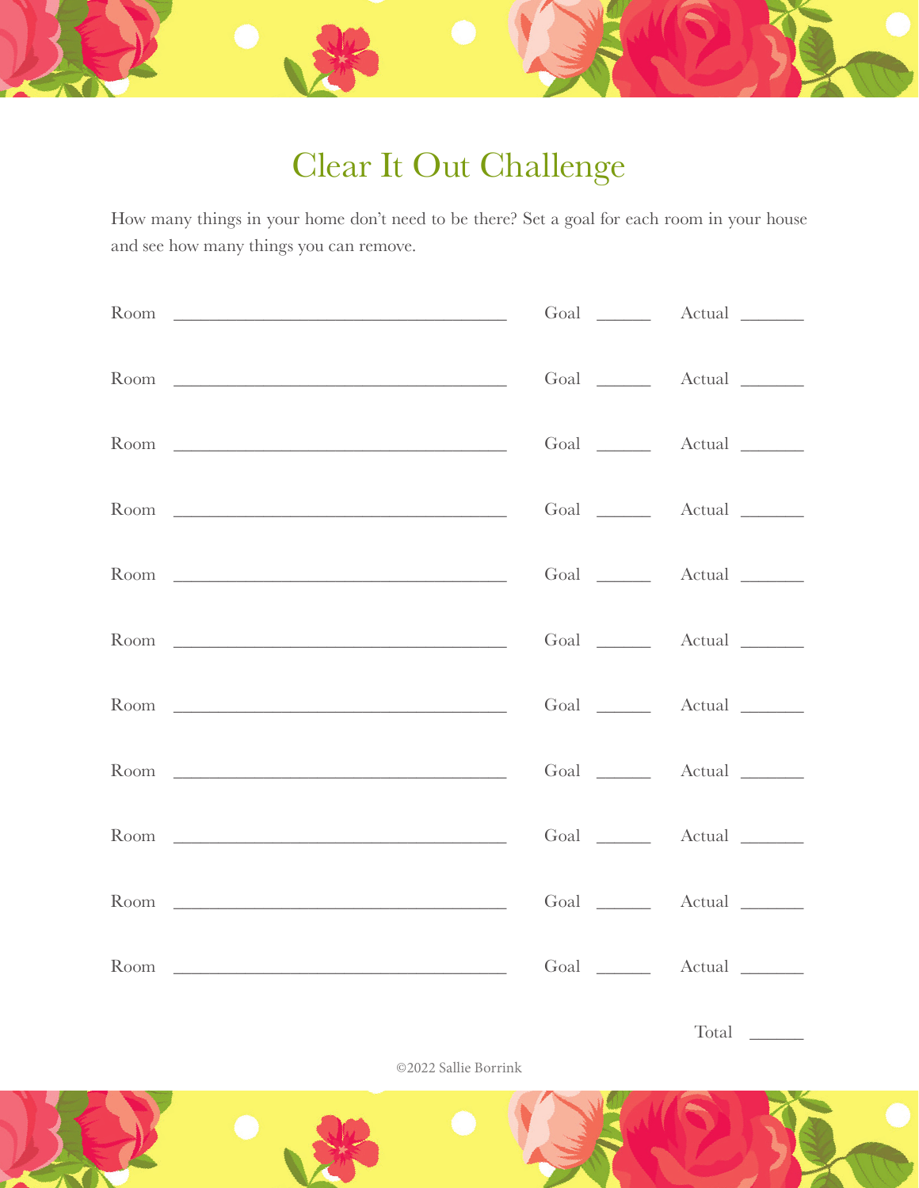# Clear It Out Challenge

How many things in your home don't need to be there? Set a goal for each room in your house and see how many things you can remove.

Room ________________________________________ Goal ______ Actual _______

Room ________________________________________ Goal ______ Actual _______

Room ________________________________________ Goal ______ Actual _______

Room ________________________________________ Goal ______ Actual _______

Room ________________________________________ Goal ______ Actual _______

Room ________________________________________ Goal ______ Actual _______

Room ________________________________________ Goal ______ Actual _______

Room ________________________________________ Goal ______ Actual _______

Room ________________________________________ Goal ______ Actual _______

Room ________________________________________ Goal ______ Actual _______

Room ________________________________________ Goal ______ Actual _______

Total ______

©2022 Sallie Borrink